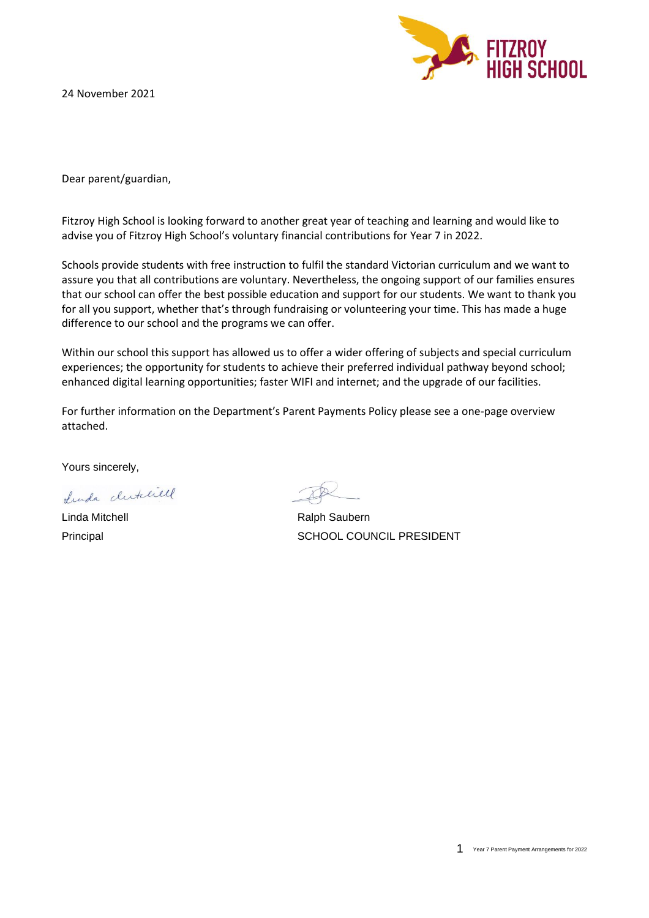FITZROY HIGH SCHOOL

24 November 2021

Dear parent/guardian,

Fitzroy High School is looking forward to another great year of teaching and learning and would like to advise you of Fitzroy High School's voluntary financial contributions for Year 7 in 2022.

Schools provide students with free instruction to fulfil the standard Victorian curriculum and we want to assure you that all contributions are voluntary. Nevertheless, the ongoing support of our families ensures that our school can offer the best possible education and support for our students. We want to thank you for all you support, whether that's through fundraising or volunteering your time. This has made a huge difference to our school and the programs we can offer.

Within our school this support has allowed us to offer a wider offering of subjects and special curriculum experiences; the opportunity for students to achieve their preferred individual pathway beyond school; enhanced digital learning opportunities; faster WIFI and internet; and the upgrade of our facilities.

For further information on the Department's Parent Payments Policy please see a one-page overview attached.

Yours sincerely,

Linda Mitchell
Principal

Ralph Saubern
SCHOOL COUNCIL PRESIDENT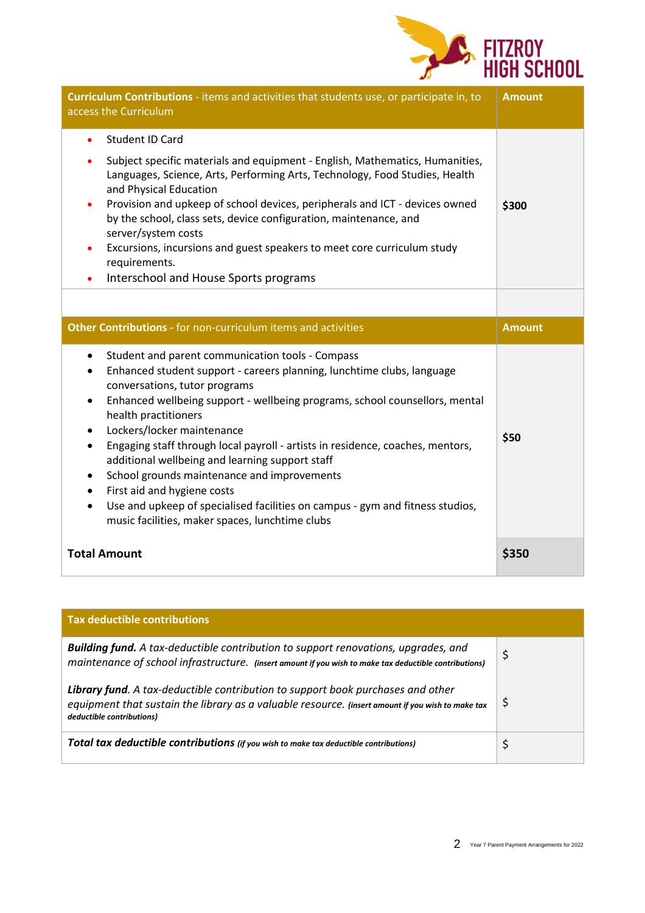| **Curriculum Contributions** - items and activities that students use, or participate in, to access the Curriculum | **Amount** |
|---|---|
| • Student ID Card<br>• Subject specific materials and equipment - English, Mathematics, Humanities, Languages, Science, Arts, Performing Arts, Technology, Food Studies, Health and Physical Education<br>• Provision and upkeep of school devices, peripherals and ICT - devices owned by the school, class sets, device configuration, maintenance, and server/system costs<br>• Excursions, incursions and guest speakers to meet core curriculum study requirements.<br>• Interschool and House Sports programs | **$300** |
| | |
| **Other Contributions -** for non-curriculum items and activities | **Amount** |
| • Student and parent communication tools - Compass<br>• Enhanced student support - careers planning, lunchtime clubs, language conversations, tutor programs<br>• Enhanced wellbeing support - wellbeing programs, school counsellors, mental health practitioners<br>• Lockers/locker maintenance<br>• Engaging staff through local payroll - artists in residence, coaches, mentors, additional wellbeing and learning support staff<br>• School grounds maintenance and improvements<br>• First aid and hygiene costs<br>• Use and upkeep of specialised facilities on campus - gym and fitness studios, music facilities, maker spaces, lunchtime clubs | **$50** |
| **Total Amount** | **$350** |

| **Tax deductible contributions** | |
|---|---|
| ***Building fund.*** *A tax-deductible contribution to support renovations, upgrades, and maintenance of school infrastructure.* ***(insert amount if you wish to make tax deductible contributions)*** | $ |
| ***Library fund****. A tax-deductible contribution to support book purchases and other equipment that sustain the library as a valuable resource.* ***(insert amount if you wish to make tax deductible contributions)*** | $ |
| ***Total tax deductible contributions*** ***(if you wish to make tax deductible contributions)*** | $ |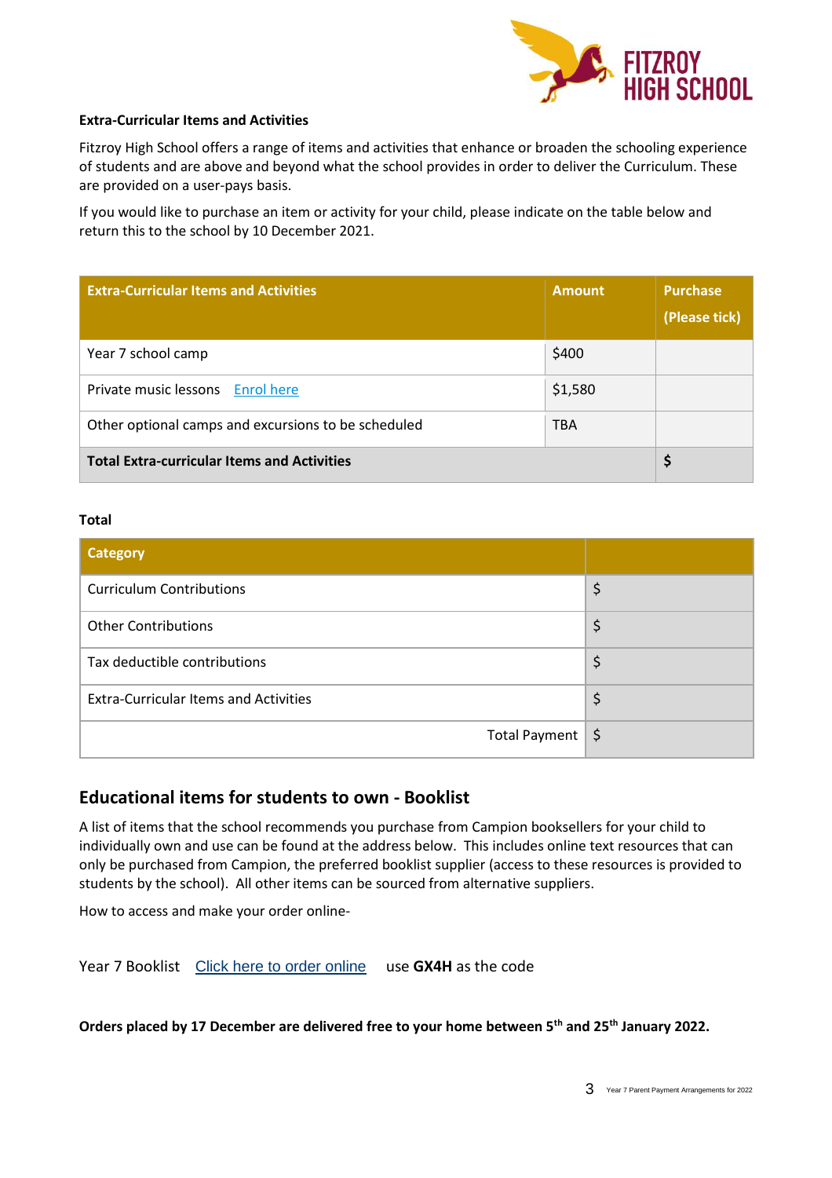**Extra-Curricular Items and Activities**

Fitzroy High School offers a range of items and activities that enhance or broaden the schooling experience of students and are above and beyond what the school provides in order to deliver the Curriculum. These are provided on a user-pays basis.

If you would like to purchase an item or activity for your child, please indicate on the table below and return this to the school by 10 December 2021.

| Extra-Curricular Items and Activities | Amount | Purchase (Please tick) |
|---|---|---|
| Year 7 school camp | $400 | |
| Private music lessons Enrol here | $1,580 | |
| Other optional camps and excursions to be scheduled | TBA | |
| **Total Extra-curricular Items and Activities** | | **$** |

**Total**

| Category | |
|---|---|
| Curriculum Contributions | $ |
| Other Contributions | $ |
| Tax deductible contributions | $ |
| Extra-Curricular Items and Activities | $ |
| Total Payment | $ |

## Educational items for students to own - Booklist

A list of items that the school recommends you purchase from Campion booksellers for your child to individually own and use can be found at the address below. This includes online text resources that can only be purchased from Campion, the preferred booklist supplier (access to these resources is provided to students by the school). All other items can be sourced from alternative suppliers.

How to access and make your order online-

Year 7 Booklist Click here to order online use **GX4H** as the code

**Orders placed by 17 December are delivered free to your home between 5th and 25th January 2022.**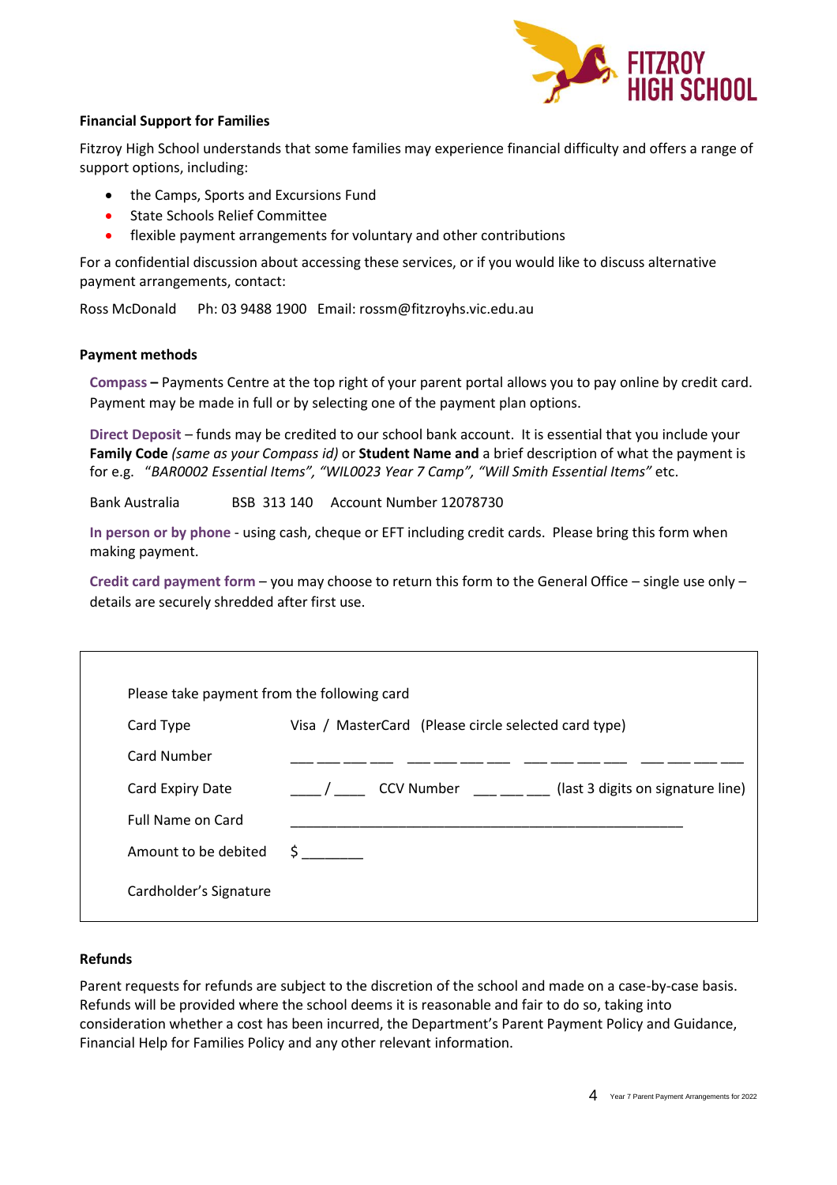**Financial Support for Families**

Fitzroy High School understands that some families may experience financial difficulty and offers a range of support options, including:

- the Camps, Sports and Excursions Fund
- State Schools Relief Committee
- flexible payment arrangements for voluntary and other contributions

For a confidential discussion about accessing these services, or if you would like to discuss alternative payment arrangements, contact:

Ross McDonald   Ph: 03 9488 1900   Email: rossm@fitzroyhs.vic.edu.au

**Payment methods**

**Compass –** Payments Centre at the top right of your parent portal allows you to pay online by credit card. Payment may be made in full or by selecting one of the payment plan options.

**Direct Deposit** – funds may be credited to our school bank account. It is essential that you include your **Family Code** *(same as your Compass id)* or **Student Name and** a brief description of what the payment is for e.g. "*BAR0002 Essential Items", "WIL0023 Year 7 Camp", "Will Smith Essential Items"* etc.

Bank Australia   BSB 313 140   Account Number 12078730

**In person or by phone** - using cash, cheque or EFT including credit cards. Please bring this form when making payment.

**Credit card payment form** – you may choose to return this form to the General Office – single use only – details are securely shredded after first use.

Please take payment from the following card

| | |
|---|---|
| Card Type | Visa / MasterCard (Please circle selected card type) |
| Card Number | ___ ___ ___ ___   ___ ___ ___ ___   ___ ___ ___ ___   ___ ___ ___ ___ |
| Card Expiry Date | ____ / ____   CCV Number ___ ___ ___ (last 3 digits on signature line) |
| Full Name on Card | ______________________________________________ |
| Amount to be debited | $ _______ |
| Cardholder's Signature | |

**Refunds**

Parent requests for refunds are subject to the discretion of the school and made on a case-by-case basis. Refunds will be provided where the school deems it is reasonable and fair to do so, taking into consideration whether a cost has been incurred, the Department's Parent Payment Policy and Guidance, Financial Help for Families Policy and any other relevant information.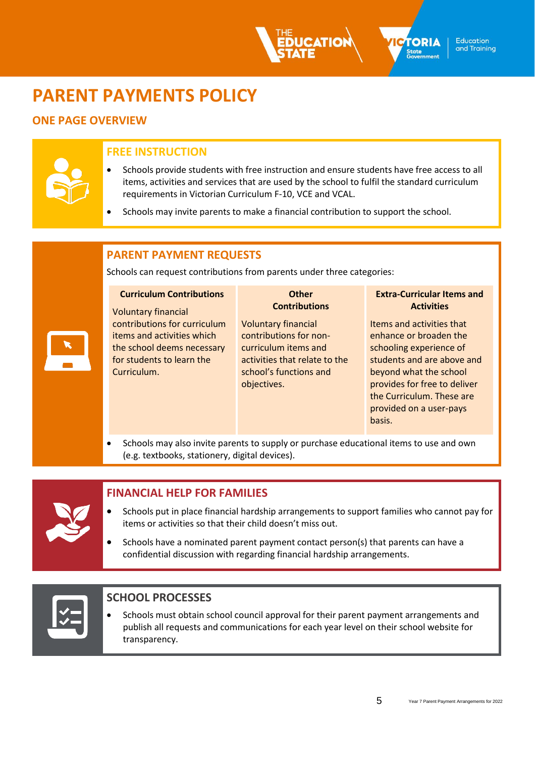# PARENT PAYMENTS POLICY

## ONE PAGE OVERVIEW

### FREE INSTRUCTION

- Schools provide students with free instruction and ensure students have free access to all items, activities and services that are used by the school to fulfil the standard curriculum requirements in Victorian Curriculum F-10, VCE and VCAL.
- Schools may invite parents to make a financial contribution to support the school.

### PARENT PAYMENT REQUESTS

Schools can request contributions from parents under three categories:

| Curriculum Contributions | Other Contributions | Extra-Curricular Items and Activities |
|---|---|---|
| Voluntary financial contributions for curriculum items and activities which the school deems necessary for students to learn the Curriculum. | Voluntary financial contributions for non-curriculum items and activities that relate to the school's functions and objectives. | Items and activities that enhance or broaden the schooling experience of students and are above and beyond what the school provides for free to deliver the Curriculum. These are provided on a user-pays basis. |

- Schools may also invite parents to supply or purchase educational items to use and own (e.g. textbooks, stationery, digital devices).

### FINANCIAL HELP FOR FAMILIES

- Schools put in place financial hardship arrangements to support families who cannot pay for items or activities so that their child doesn't miss out.
- Schools have a nominated parent payment contact person(s) that parents can have a confidential discussion with regarding financial hardship arrangements.

### SCHOOL PROCESSES

- Schools must obtain school council approval for their parent payment arrangements and publish all requests and communications for each year level on their school website for transparency.